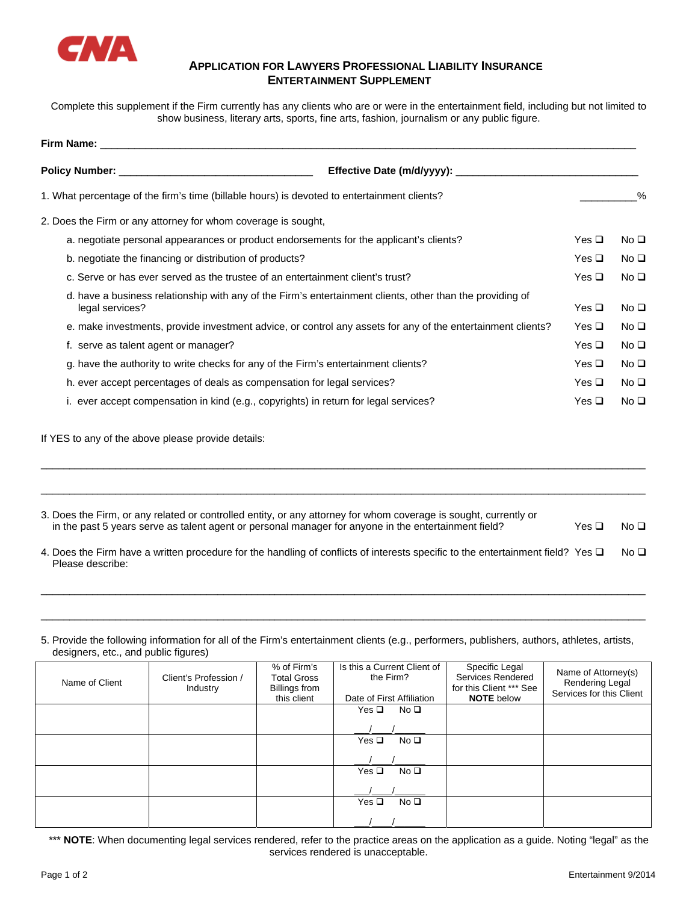CNA

# APPLICATION FOR LAWYERS PROFESSIONAL LIABILITY INSURANCE
## ENTERTAINMENT SUPPLEMENT

Complete this supplement if the Firm currently has any clients who are or were in the entertainment field, including but not limited to show business, literary arts, sports, fine arts, fashion, journalism or any public figure.

**Firm Name:** ______________________________________________________________________________

**Policy Number:** ______________________________ **Effective Date (m/d/yyyy):** ______________________________

1. What percentage of the firm's time (billable hours) is devoted to entertainment clients? __________%

2. Does the Firm or any attorney for whom coverage is sought,

   a. negotiate personal appearances or product endorsements for the applicant's clients? Yes ❑ No ❑

   b. negotiate the financing or distribution of products? Yes ❑ No ❑

   c. Serve or has ever served as the trustee of an entertainment client's trust? Yes ❑ No ❑

   d. have a business relationship with any of the Firm's entertainment clients, other than the providing of legal services? Yes ❑ No ❑

   e. make investments, provide investment advice, or control any assets for any of the entertainment clients? Yes ❑ No ❑

   f. serve as talent agent or manager? Yes ❑ No ❑

   g. have the authority to write checks for any of the Firm's entertainment clients? Yes ❑ No ❑

   h. ever accept percentages of deals as compensation for legal services? Yes ❑ No ❑

   i. ever accept compensation in kind (e.g., copyrights) in return for legal services? Yes ❑ No ❑

If YES to any of the above please provide details:

______________________________________________________________________________

______________________________________________________________________________

3. Does the Firm, or any related or controlled entity, or any attorney for whom coverage is sought, currently or in the past 5 years serve as talent agent or personal manager for anyone in the entertainment field? Yes ❑ No ❑

4. Does the Firm have a written procedure for the handling of conflicts of interests specific to the entertainment field? Yes ❑ No ❑
   Please describe:

______________________________________________________________________________

______________________________________________________________________________

5. Provide the following information for all of the Firm's entertainment clients (e.g., performers, publishers, authors, athletes, artists, designers, etc., and public figures)

| Name of Client | Client's Profession / Industry | % of Firm's Total Gross Billings from this client | Is this a Current Client of the Firm? Date of First Affiliation | Specific Legal Services Rendered for this Client *** See **NOTE** below | Name of Attorney(s) Rendering Legal Services for this Client |
|---|---|---|---|---|---|
| | | | Yes ❑ No ❑ ___/___/_____ | | |
| | | | Yes ❑ No ❑ ___/___/_____ | | |
| | | | Yes ❑ No ❑ ___/___/_____ | | |
| | | | Yes ❑ No ❑ ___/___/_____ | | |

*** **NOTE**: When documenting legal services rendered, refer to the practice areas on the application as a guide. Noting "legal" as the services rendered is unacceptable.

Entertainment 9/2014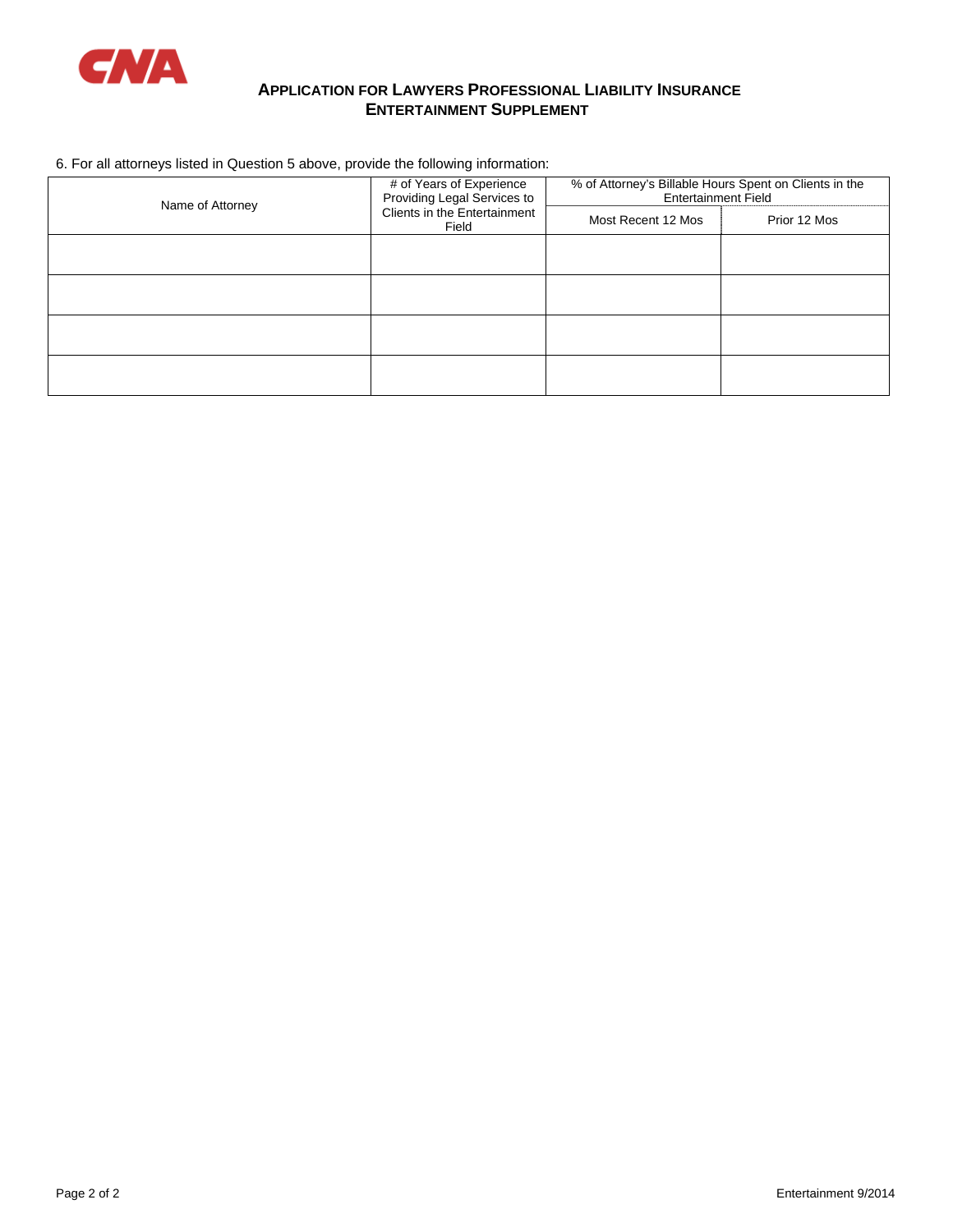**APPLICATION FOR LAWYERS PROFESSIONAL LIABILITY INSURANCE**
**ENTERTAINMENT SUPPLEMENT**

6. For all attorneys listed in Question 5 above, provide the following information:

| Name of Attorney | # of Years of Experience Providing Legal Services to Clients in the Entertainment Field | % of Attorney's Billable Hours Spent on Clients in the Entertainment Field | |
|---|---|---|---|
| | | Most Recent 12 Mos | Prior 12 Mos |
| | | | |
| | | | |
| | | | |
| | | | |

Entertainment 9/2014